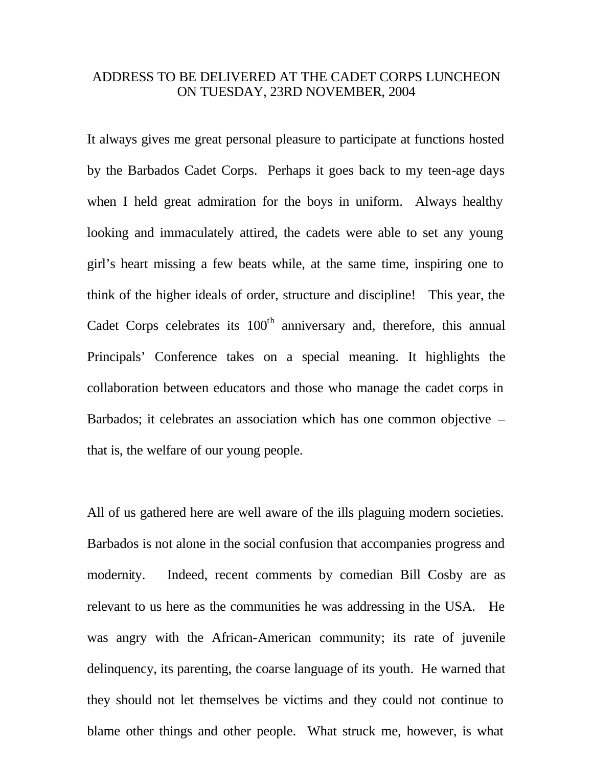# ADDRESS TO BE DELIVERED AT THE CADET CORPS LUNCHEON ON TUESDAY, 23RD NOVEMBER, 2004

It always gives me great personal pleasure to participate at functions hosted by the Barbados Cadet Corps. Perhaps it goes back to my teen-age days when I held great admiration for the boys in uniform. Always healthy looking and immaculately attired, the cadets were able to set any young girl's heart missing a few beats while, at the same time, inspiring one to think of the higher ideals of order, structure and discipline! This year, the Cadet Corps celebrates its 100th anniversary and, therefore, this annual Principals' Conference takes on a special meaning. It highlights the collaboration between educators and those who manage the cadet corps in Barbados; it celebrates an association which has one common objective – that is, the welfare of our young people.

All of us gathered here are well aware of the ills plaguing modern societies. Barbados is not alone in the social confusion that accompanies progress and modernity. Indeed, recent comments by comedian Bill Cosby are as relevant to us here as the communities he was addressing in the USA. He was angry with the African-American community; its rate of juvenile delinquency, its parenting, the coarse language of its youth. He warned that they should not let themselves be victims and they could not continue to blame other things and other people. What struck me, however, is what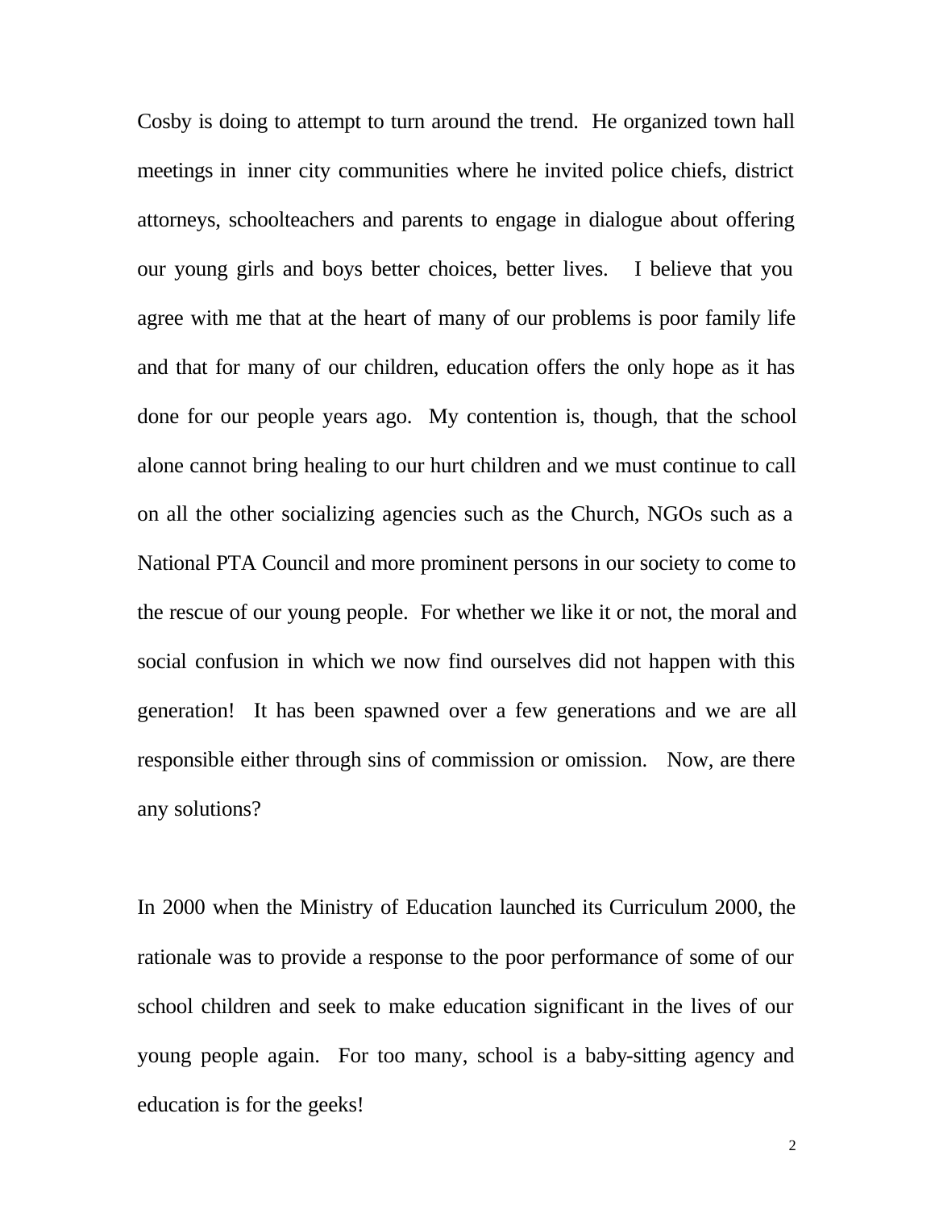Cosby is doing to attempt to turn around the trend. He organized town hall meetings in inner city communities where he invited police chiefs, district attorneys, schoolteachers and parents to engage in dialogue about offering our young girls and boys better choices, better lives. I believe that you agree with me that at the heart of many of our problems is poor family life and that for many of our children, education offers the only hope as it has done for our people years ago. My contention is, though, that the school alone cannot bring healing to our hurt children and we must continue to call on all the other socializing agencies such as the Church, NGOs such as a National PTA Council and more prominent persons in our society to come to the rescue of our young people. For whether we like it or not, the moral and social confusion in which we now find ourselves did not happen with this generation! It has been spawned over a few generations and we are all responsible either through sins of commission or omission. Now, are there any solutions?

In 2000 when the Ministry of Education launched its Curriculum 2000, the rationale was to provide a response to the poor performance of some of our school children and seek to make education significant in the lives of our young people again. For too many, school is a baby-sitting agency and education is for the geeks!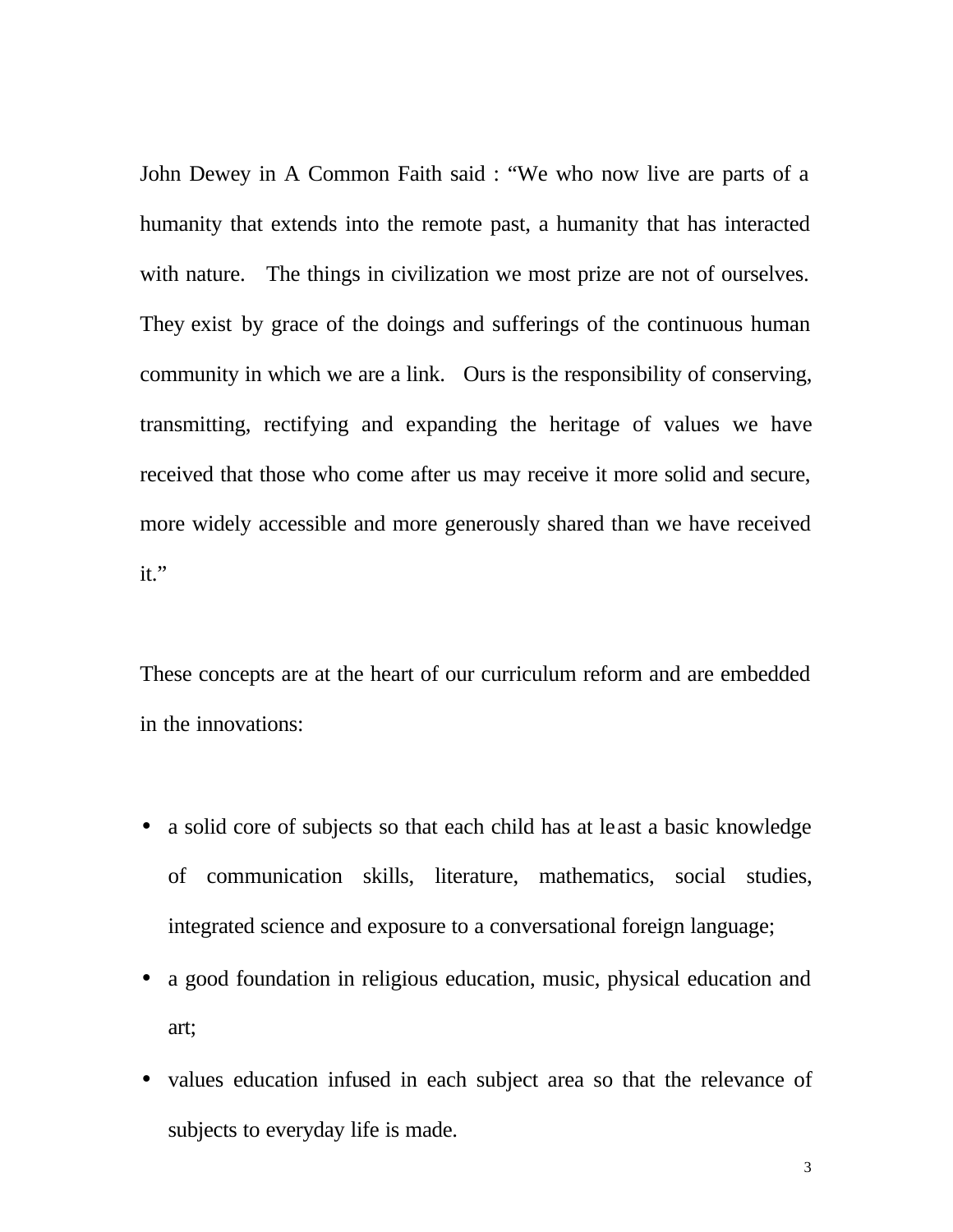John Dewey in A Common Faith said : "We who now live are parts of a humanity that extends into the remote past, a humanity that has interacted with nature. The things in civilization we most prize are not of ourselves. They exist by grace of the doings and sufferings of the continuous human community in which we are a link. Ours is the responsibility of conserving, transmitting, rectifying and expanding the heritage of values we have received that those who come after us may receive it more solid and secure, more widely accessible and more generously shared than we have received it."

These concepts are at the heart of our curriculum reform and are embedded in the innovations:

- a solid core of subjects so that each child has at least a basic knowledge of communication skills, literature, mathematics, social studies, integrated science and exposure to a conversational foreign language;
- a good foundation in religious education, music, physical education and art;
- values education infused in each subject area so that the relevance of subjects to everyday life is made.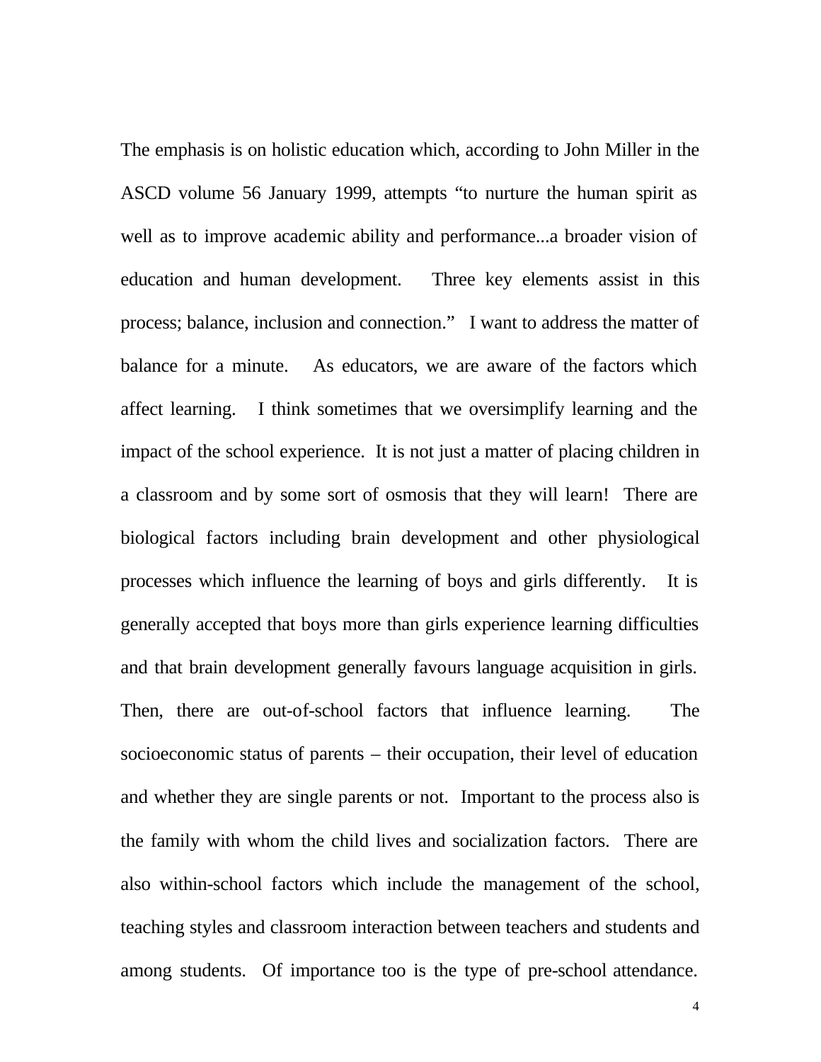The emphasis is on holistic education which, according to John Miller in the ASCD volume 56 January 1999, attempts "to nurture the human spirit as well as to improve academic ability and performance...a broader vision of education and human development. Three key elements assist in this process; balance, inclusion and connection." I want to address the matter of balance for a minute. As educators, we are aware of the factors which affect learning. I think sometimes that we oversimplify learning and the impact of the school experience. It is not just a matter of placing children in a classroom and by some sort of osmosis that they will learn! There are biological factors including brain development and other physiological processes which influence the learning of boys and girls differently. It is generally accepted that boys more than girls experience learning difficulties and that brain development generally favours language acquisition in girls. Then, there are out-of-school factors that influence learning. The socioeconomic status of parents – their occupation, their level of education and whether they are single parents or not. Important to the process also is the family with whom the child lives and socialization factors. There are also within-school factors which include the management of the school, teaching styles and classroom interaction between teachers and students and among students. Of importance too is the type of pre-school attendance.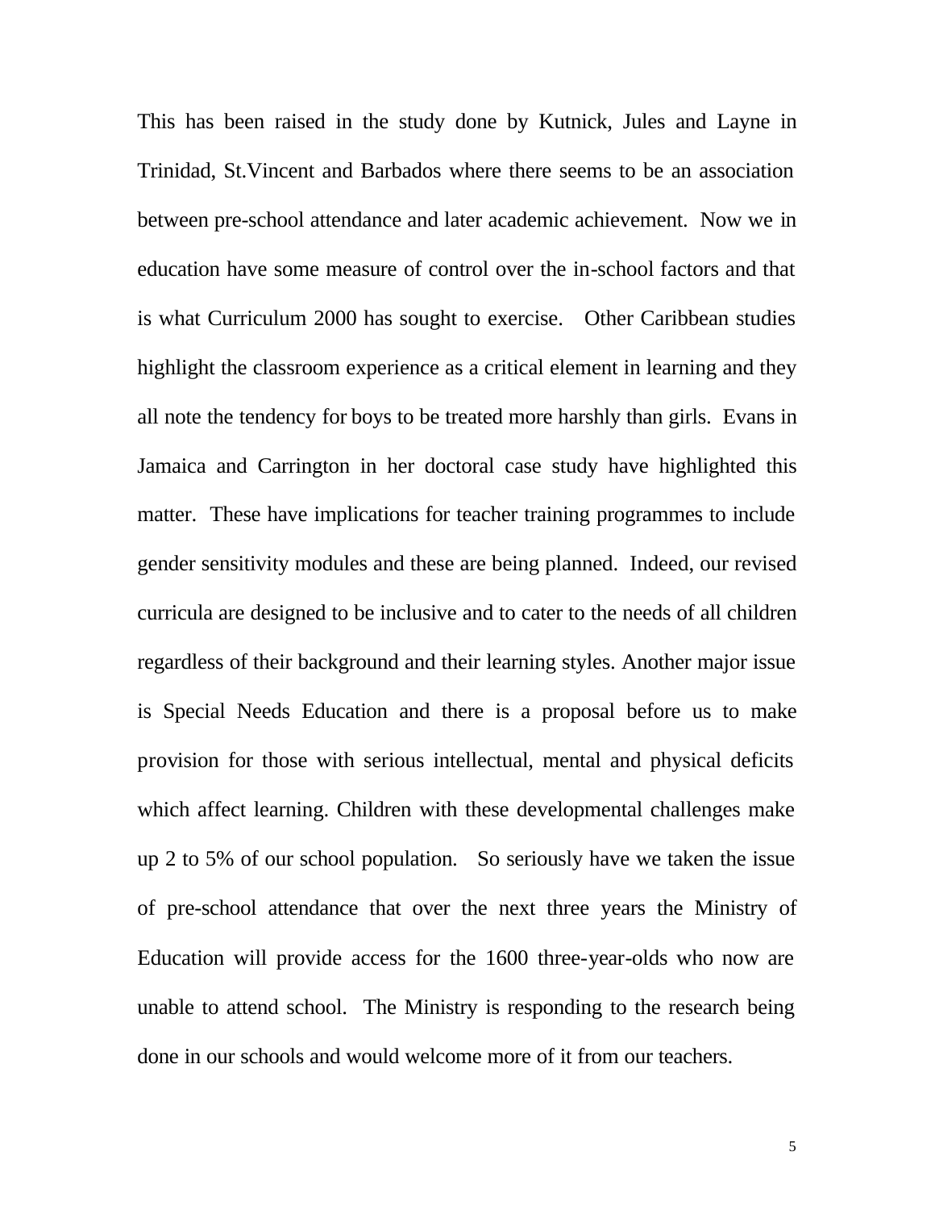This has been raised in the study done by Kutnick, Jules and Layne in Trinidad, St.Vincent and Barbados where there seems to be an association between pre-school attendance and later academic achievement. Now we in education have some measure of control over the in-school factors and that is what Curriculum 2000 has sought to exercise. Other Caribbean studies highlight the classroom experience as a critical element in learning and they all note the tendency for boys to be treated more harshly than girls. Evans in Jamaica and Carrington in her doctoral case study have highlighted this matter. These have implications for teacher training programmes to include gender sensitivity modules and these are being planned. Indeed, our revised curricula are designed to be inclusive and to cater to the needs of all children regardless of their background and their learning styles. Another major issue is Special Needs Education and there is a proposal before us to make provision for those with serious intellectual, mental and physical deficits which affect learning. Children with these developmental challenges make up 2 to 5% of our school population. So seriously have we taken the issue of pre-school attendance that over the next three years the Ministry of Education will provide access for the 1600 three-year-olds who now are unable to attend school. The Ministry is responding to the research being done in our schools and would welcome more of it from our teachers.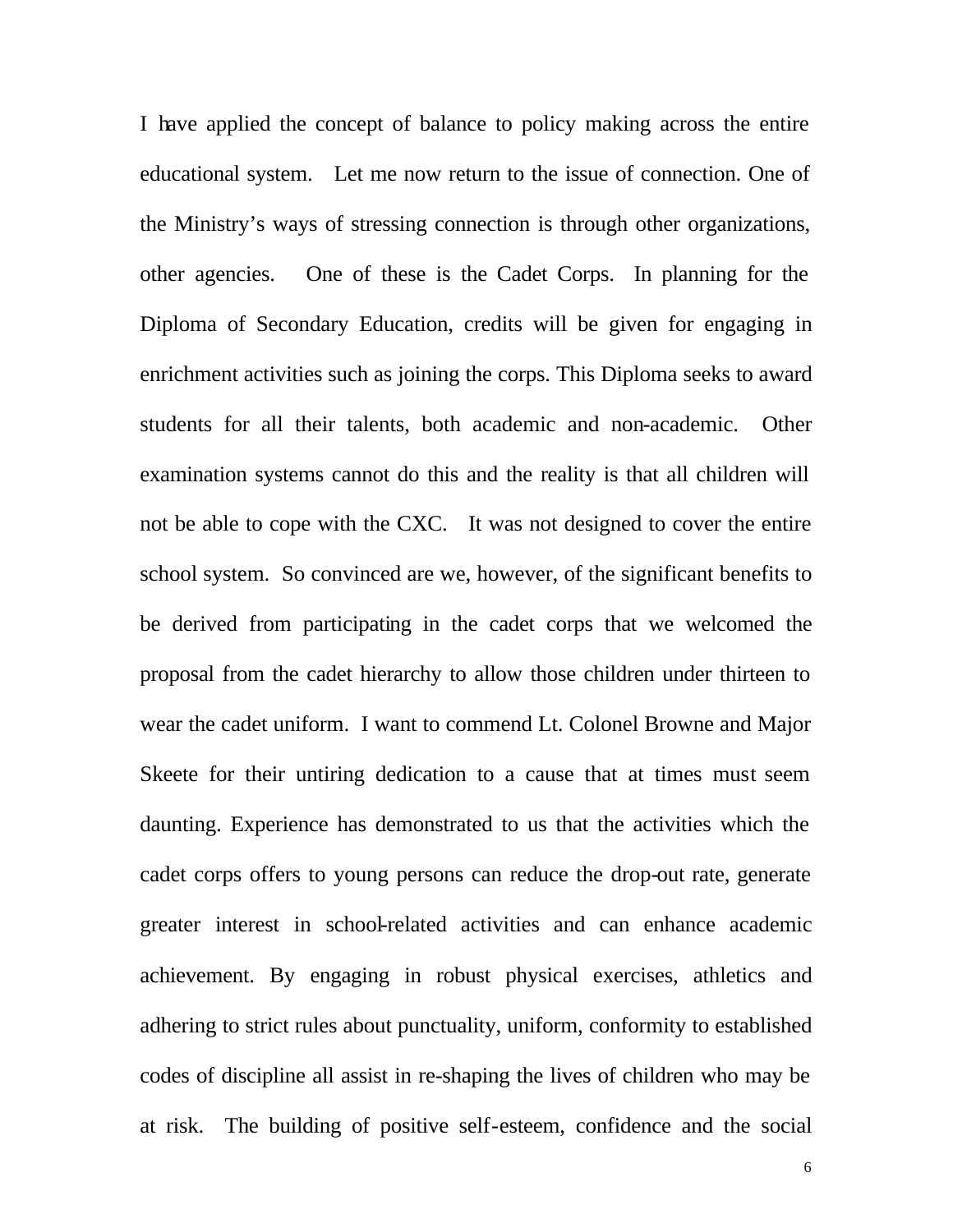I have applied the concept of balance to policy making across the entire educational system. Let me now return to the issue of connection. One of the Ministry's ways of stressing connection is through other organizations, other agencies. One of these is the Cadet Corps. In planning for the Diploma of Secondary Education, credits will be given for engaging in enrichment activities such as joining the corps. This Diploma seeks to award students for all their talents, both academic and non-academic. Other examination systems cannot do this and the reality is that all children will not be able to cope with the CXC. It was not designed to cover the entire school system. So convinced are we, however, of the significant benefits to be derived from participating in the cadet corps that we welcomed the proposal from the cadet hierarchy to allow those children under thirteen to wear the cadet uniform. I want to commend Lt. Colonel Browne and Major Skeete for their untiring dedication to a cause that at times must seem daunting. Experience has demonstrated to us that the activities which the cadet corps offers to young persons can reduce the drop-out rate, generate greater interest in school-related activities and can enhance academic achievement. By engaging in robust physical exercises, athletics and adhering to strict rules about punctuality, uniform, conformity to established codes of discipline all assist in re-shaping the lives of children who may be at risk. The building of positive self-esteem, confidence and the social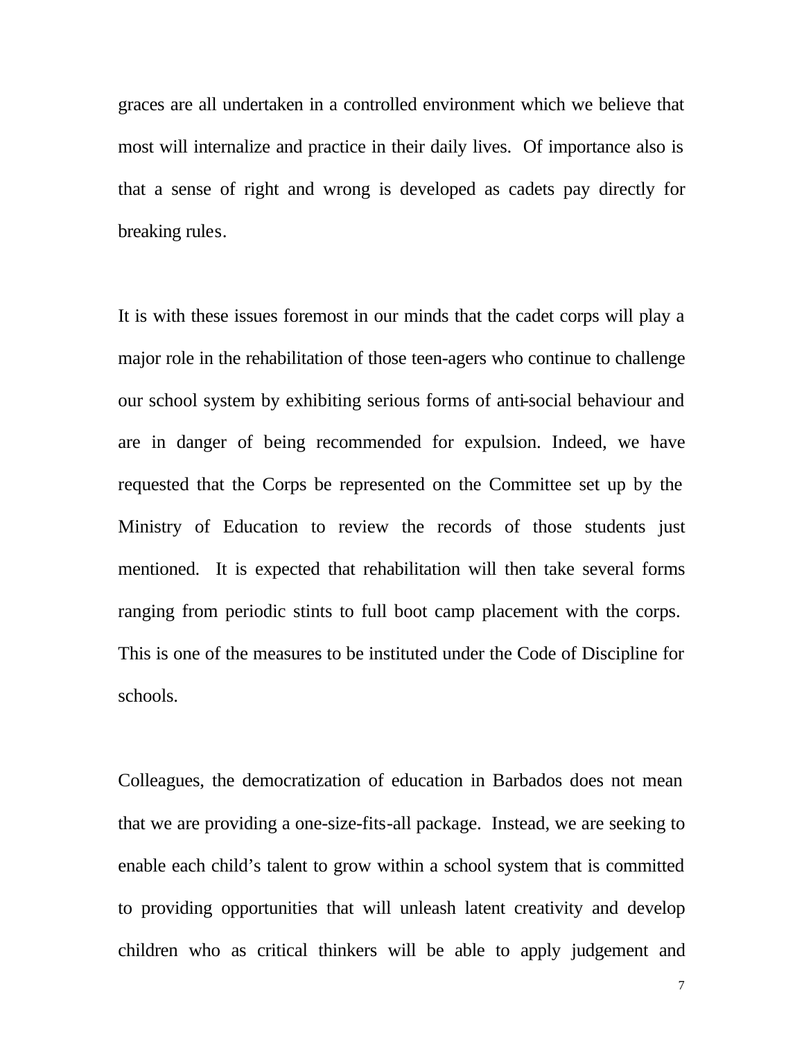graces are all undertaken in a controlled environment which we believe that most will internalize and practice in their daily lives. Of importance also is that a sense of right and wrong is developed as cadets pay directly for breaking rules.

It is with these issues foremost in our minds that the cadet corps will play a major role in the rehabilitation of those teen-agers who continue to challenge our school system by exhibiting serious forms of anti-social behaviour and are in danger of being recommended for expulsion. Indeed, we have requested that the Corps be represented on the Committee set up by the Ministry of Education to review the records of those students just mentioned. It is expected that rehabilitation will then take several forms ranging from periodic stints to full boot camp placement with the corps. This is one of the measures to be instituted under the Code of Discipline for schools.

Colleagues, the democratization of education in Barbados does not mean that we are providing a one-size-fits-all package. Instead, we are seeking to enable each child's talent to grow within a school system that is committed to providing opportunities that will unleash latent creativity and develop children who as critical thinkers will be able to apply judgement and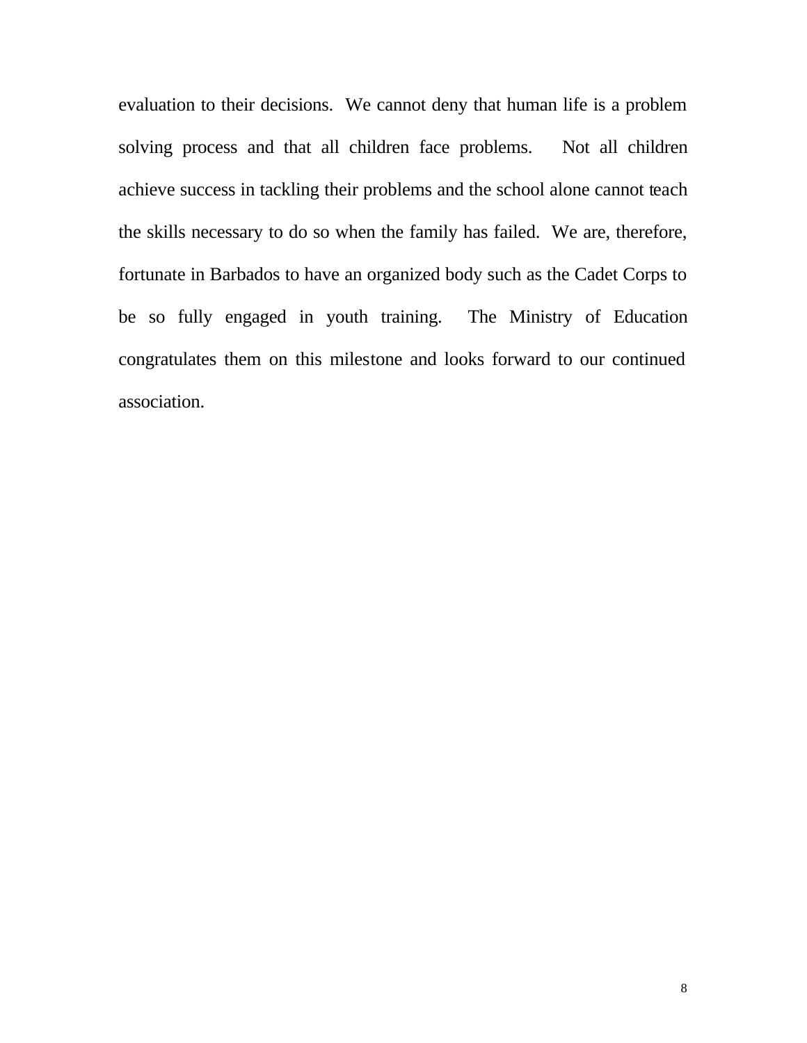evaluation to their decisions. We cannot deny that human life is a problem solving process and that all children face problems. Not all children achieve success in tackling their problems and the school alone cannot teach the skills necessary to do so when the family has failed. We are, therefore, fortunate in Barbados to have an organized body such as the Cadet Corps to be so fully engaged in youth training. The Ministry of Education congratulates them on this milestone and looks forward to our continued association.